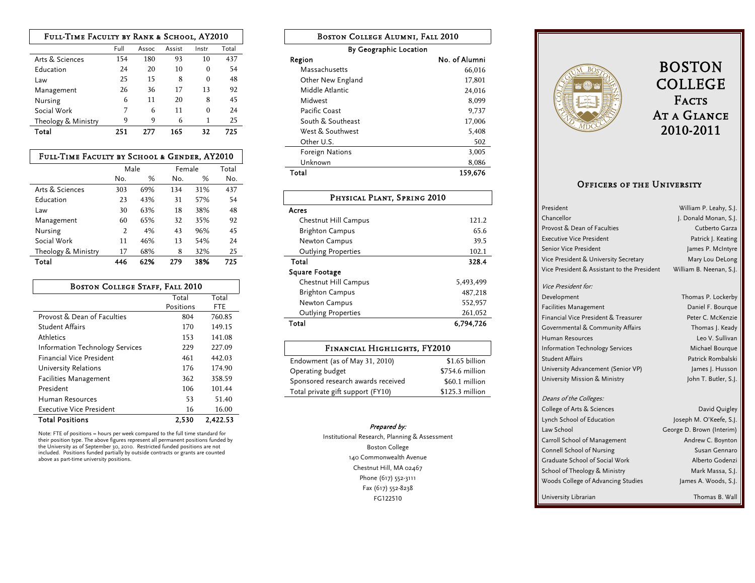# BOSTON COLLEGE FACTS AT A GLANCE 2010-2011

## Full-Time Faculty by Rank & School, AY2010

| | Full | Assoc | Assist | Instr | Total |
|---|---|---|---|---|---|
| Arts & Sciences | 154 | 180 | 93 | 10 | 437 |
| Education | 24 | 20 | 10 | 0 | 54 |
| Law | 25 | 15 | 8 | 0 | 48 |
| Management | 26 | 36 | 17 | 13 | 92 |
| Nursing | 6 | 11 | 20 | 8 | 45 |
| Social Work | 7 | 6 | 11 | 0 | 24 |
| Theology & Ministry | 9 | 9 | 6 | 1 | 25 |
| **Total** | **251** | **277** | **165** | **32** | **725** |

## Full-Time Faculty by School & Gender, AY2010

| | Male | | Female | | Total |
|---|---|---|---|---|---|
| | No. | % | No. | % | No. |
| Arts & Sciences | 303 | 69% | 134 | 31% | 437 |
| Education | 23 | 43% | 31 | 57% | 54 |
| Law | 30 | 63% | 18 | 38% | 48 |
| Management | 60 | 65% | 32 | 35% | 92 |
| Nursing | 2 | 4% | 43 | 96% | 45 |
| Social Work | 11 | 46% | 13 | 54% | 24 |
| Theology & Ministry | 17 | 68% | 8 | 32% | 25 |
| **Total** | **446** | **62%** | **279** | **38%** | **725** |

## Boston College Staff, Fall 2010

| | Total Positions | Total FTE |
|---|---|---|
| Provost & Dean of Faculties | 804 | 760.85 |
| Student Affairs | 170 | 149.15 |
| Athletics | 153 | 141.08 |
| Information Technology Services | 229 | 227.09 |
| Financial Vice President | 461 | 442.03 |
| University Relations | 176 | 174.90 |
| Facilities Management | 362 | 358.59 |
| President | 106 | 101.44 |
| Human Resources | 53 | 51.40 |
| Executive Vice President | 16 | 16.00 |
| **Total Positions** | **2,530** | **2,422.53** |

Note: FTE of positions = hours per week compared to the full time standard for their position type. The above figures represent all permanent positions funded by the University as of September 30, 2010. Restricted funded positions are not included. Positions funded partially by outside contracts or grants are counted above as part-time university positions.

## Boston College Alumni, Fall 2010

By Geographic Location

| Region | No. of Alumni |
|---|---|
| Massachusetts | 66,016 |
| Other New England | 17,801 |
| Middle Atlantic | 24,016 |
| Midwest | 8,099 |
| Pacific Coast | 9,737 |
| South & Southeast | 17,006 |
| West & Southwest | 5,408 |
| Other U.S. | 502 |
| Foreign Nations | 3,005 |
| Unknown | 8,086 |
| **Total** | **159,676** |

## Physical Plant, Spring 2010

| | |
|---|---|
| **Acres** | |
| Chestnut Hill Campus | 121.2 |
| Brighton Campus | 65.6 |
| Newton Campus | 39.5 |
| Outlying Properties | 102.1 |
| **Total** | **328.4** |
| **Square Footage** | |
| Chestnut Hill Campus | 5,493,499 |
| Brighton Campus | 487,218 |
| Newton Campus | 552,957 |
| Outlying Properties | 261,052 |
| **Total** | **6,794,726** |

## Financial Highlights, FY2010

| | |
|---|---|
| Endowment (as of May 31, 2010) | $1.65 billion |
| Operating budget | $754.6 million |
| Sponsored research awards received | $60.1 million |
| Total private gift support (FY10) | $125.3 million |

*Prepared by:*
Institutional Research, Planning & Assessment
Boston College
140 Commonwealth Avenue
Chestnut Hill, MA 02467
Phone (617) 552-3111
Fax (617) 552-8238
FG122510

## Officers of the University

| | |
|---|---|
| President | William P. Leahy, S.J. |
| Chancellor | J. Donald Monan, S.J. |
| Provost & Dean of Faculties | Cutberto Garza |
| Executive Vice President | Patrick J. Keating |
| Senior Vice President | James P. McIntyre |
| Vice President & University Secretary | Mary Lou DeLong |
| Vice President & Assistant to the President | William B. Neenan, S.J. |

*Vice President for:*

| | |
|---|---|
| Development | Thomas P. Lockerby |
| Facilities Management | Daniel F. Bourque |
| Financial Vice President & Treasurer | Peter C. McKenzie |
| Governmental & Community Affairs | Thomas J. Keady |
| Human Resources | Leo V. Sullivan |
| Information Technology Services | Michael Bourque |
| Student Affairs | Patrick Rombalski |
| University Advancement (Senior VP) | James J. Husson |
| University Mission & Ministry | John T. Butler, S.J. |

*Deans of the Colleges:*

| | |
|---|---|
| College of Arts & Sciences | David Quigley |
| Lynch School of Education | Joseph M. O'Keefe, S.J. |
| Law School | George D. Brown (Interim) |
| Carroll School of Management | Andrew C. Boynton |
| Connell School of Nursing | Susan Gennaro |
| Graduate School of Social Work | Alberto Godenzi |
| School of Theology & Ministry | Mark Massa, S.J. |
| Woods College of Advancing Studies | James A. Woods, S.J. |
| University Librarian | Thomas B. Wall |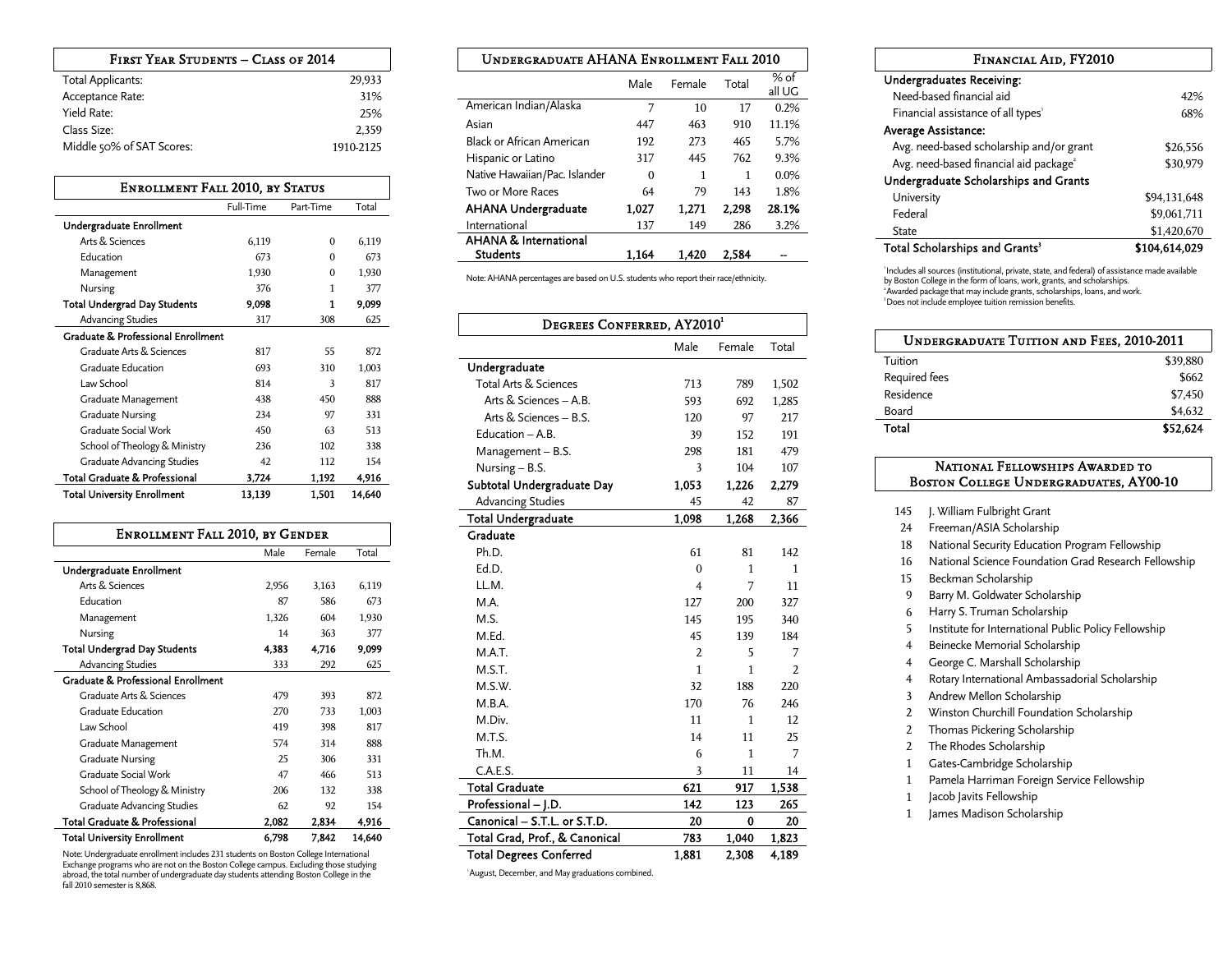## First Year Students – Class of 2014

| | |
|---|---|
| Total Applicants: | 29,933 |
| Acceptance Rate: | 31% |
| Yield Rate: | 25% |
| Class Size: | 2,359 |
| Middle 50% of SAT Scores: | 1910-2125 |

## Enrollment Fall 2010, by Status

| | Full-Time | Part-Time | Total |
|---|---|---|---|
| **Undergraduate Enrollment** | | | |
| Arts & Sciences | 6,119 | 0 | 6,119 |
| Education | 673 | 0 | 673 |
| Management | 1,930 | 0 | 1,930 |
| Nursing | 376 | 1 | 377 |
| **Total Undergrad Day Students** | **9,098** | **1** | **9,099** |
| Advancing Studies | 317 | 308 | 625 |
| **Graduate & Professional Enrollment** | | | |
| Graduate Arts & Sciences | 817 | 55 | 872 |
| Graduate Education | 693 | 310 | 1,003 |
| Law School | 814 | 3 | 817 |
| Graduate Management | 438 | 450 | 888 |
| Graduate Nursing | 234 | 97 | 331 |
| Graduate Social Work | 450 | 63 | 513 |
| School of Theology & Ministry | 236 | 102 | 338 |
| Graduate Advancing Studies | 42 | 112 | 154 |
| **Total Graduate & Professional** | **3,724** | **1,192** | **4,916** |
| **Total University Enrollment** | **13,139** | **1,501** | **14,640** |

## Enrollment Fall 2010, by Gender

| | Male | Female | Total |
|---|---|---|---|
| **Undergraduate Enrollment** | | | |
| Arts & Sciences | 2,956 | 3,163 | 6,119 |
| Education | 87 | 586 | 673 |
| Management | 1,326 | 604 | 1,930 |
| Nursing | 14 | 363 | 377 |
| **Total Undergrad Day Students** | **4,383** | **4,716** | **9,099** |
| Advancing Studies | 333 | 292 | 625 |
| **Graduate & Professional Enrollment** | | | |
| Graduate Arts & Sciences | 479 | 393 | 872 |
| Graduate Education | 270 | 733 | 1,003 |
| Law School | 419 | 398 | 817 |
| Graduate Management | 574 | 314 | 888 |
| Graduate Nursing | 25 | 306 | 331 |
| Graduate Social Work | 47 | 466 | 513 |
| School of Theology & Ministry | 206 | 132 | 338 |
| Graduate Advancing Studies | 62 | 92 | 154 |
| **Total Graduate & Professional** | **2,082** | **2,834** | **4,916** |
| **Total University Enrollment** | **6,798** | **7,842** | **14,640** |

Note: Undergraduate enrollment includes 231 students on Boston College International Exchange programs who are not on the Boston College campus. Excluding those studying abroad, the total number of undergraduate day students attending Boston College in the fall 2010 semester is 8,868.

## Undergraduate AHANA Enrollment Fall 2010

| | Male | Female | Total | % of all UG |
|---|---|---|---|---|
| American Indian/Alaska | 7 | 10 | 17 | 0.2% |
| Asian | 447 | 463 | 910 | 11.1% |
| Black or African American | 192 | 273 | 465 | 5.7% |
| Hispanic or Latino | 317 | 445 | 762 | 9.3% |
| Native Hawaiian/Pac. Islander | 0 | 1 | 1 | 0.0% |
| Two or More Races | 64 | 79 | 143 | 1.8% |
| **AHANA Undergraduate** | **1,027** | **1,271** | **2,298** | **28.1%** |
| International | 137 | 149 | 286 | 3.2% |
| **AHANA & International Students** | **1,164** | **1,420** | **2,584** | **--** |

Note: AHANA percentages are based on U.S. students who report their race/ethnicity.

## Degrees Conferred, AY2010[1]

| | Male | Female | Total |
|---|---|---|---|
| **Undergraduate** | | | |
| Total Arts & Sciences | 713 | 789 | 1,502 |
| Arts & Sciences – A.B. | 593 | 692 | 1,285 |
| Arts & Sciences – B.S. | 120 | 97 | 217 |
| Education – A.B. | 39 | 152 | 191 |
| Management – B.S. | 298 | 181 | 479 |
| Nursing – B.S. | 3 | 104 | 107 |
| **Subtotal Undergraduate Day** | **1,053** | **1,226** | **2,279** |
| Advancing Studies | 45 | 42 | 87 |
| **Total Undergraduate** | **1,098** | **1,268** | **2,366** |
| **Graduate** | | | |
| Ph.D. | 61 | 81 | 142 |
| Ed.D. | 0 | 1 | 1 |
| LL.M. | 4 | 7 | 11 |
| M.A. | 127 | 200 | 327 |
| M.S. | 145 | 195 | 340 |
| M.Ed. | 45 | 139 | 184 |
| M.A.T. | 2 | 5 | 7 |
| M.S.T. | 1 | 1 | 2 |
| M.S.W. | 32 | 188 | 220 |
| M.B.A. | 170 | 76 | 246 |
| M.Div. | 11 | 1 | 12 |
| M.T.S. | 14 | 11 | 25 |
| Th.M. | 6 | 1 | 7 |
| C.A.E.S. | 3 | 11 | 14 |
| **Total Graduate** | **621** | **917** | **1,538** |
| **Professional – J.D.** | **142** | **123** | **265** |
| **Canonical – S.T.L. or S.T.D.** | **20** | **0** | **20** |
| **Total Grad, Prof., & Canonical** | **783** | **1,040** | **1,823** |
| **Total Degrees Conferred** | **1,881** | **2,308** | **4,189** |

[1] August, December, and May graduations combined.

## Financial Aid, FY2010

| | |
|---|---|
| **Undergraduates Receiving:** | |
| Need-based financial aid | 42% |
| Financial assistance of all types[1] | 68% |
| **Average Assistance:** | |
| Avg. need-based scholarship and/or grant | $26,556 |
| Avg. need-based financial aid package[2] | $30,979 |
| **Undergraduate Scholarships and Grants** | |
| University | $94,131,648 |
| Federal | $9,061,711 |
| State | $1,420,670 |
| **Total Scholarships and Grants[3]** | **$104,614,029** |

[1] Includes all sources (institutional, private, state, and federal) of assistance made available by Boston College in the form of loans, work, grants, and scholarships.
[2] Awarded package that may include grants, scholarships, loans, and work.
[3] Does not include employee tuition remission benefits.

## Undergraduate Tuition and Fees, 2010-2011

| | |
|---|---|
| Tuition | $39,880 |
| Required fees | $662 |
| Residence | $7,450 |
| Board | $4,632 |
| **Total** | **$52,624** |

## National Fellowships Awarded to Boston College Undergraduates, AY00-10

| | |
|---|---|
| 145 | J. William Fulbright Grant |
| 24 | Freeman/ASIA Scholarship |
| 18 | National Security Education Program Fellowship |
| 16 | National Science Foundation Grad Research Fellowship |
| 15 | Beckman Scholarship |
| 9 | Barry M. Goldwater Scholarship |
| 6 | Harry S. Truman Scholarship |
| 5 | Institute for International Public Policy Fellowship |
| 4 | Beinecke Memorial Scholarship |
| 4 | George C. Marshall Scholarship |
| 4 | Rotary International Ambassadorial Scholarship |
| 3 | Andrew Mellon Scholarship |
| 2 | Winston Churchill Foundation Scholarship |
| 2 | Thomas Pickering Scholarship |
| 2 | The Rhodes Scholarship |
| 1 | Gates-Cambridge Scholarship |
| 1 | Pamela Harriman Foreign Service Fellowship |
| 1 | Jacob Javits Fellowship |
| 1 | James Madison Scholarship |